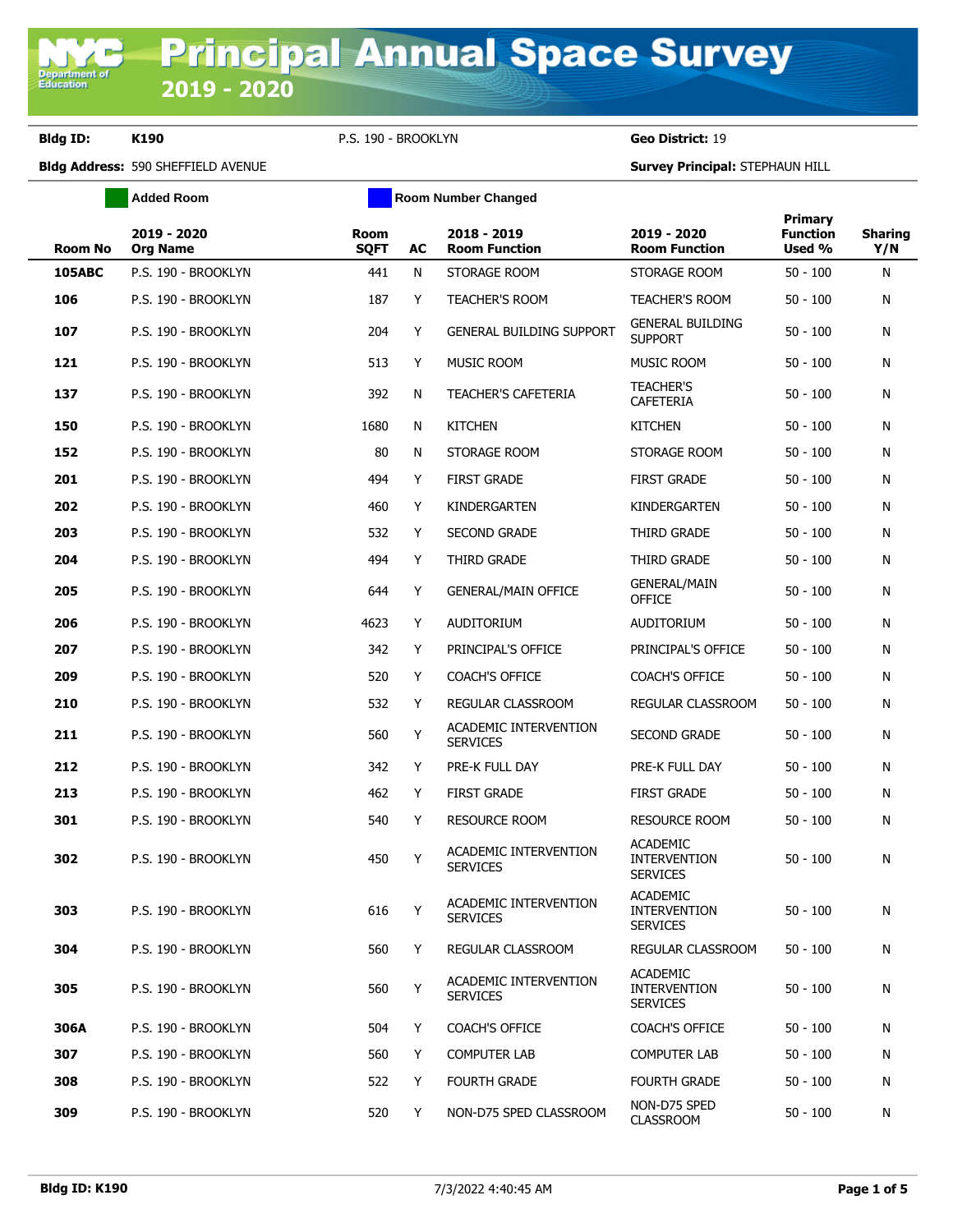# Principal Annual Space Survey

## 2019 - 2020

**Bldg ID:** K190 P.S. 190 - BROOKLYN **Geo District:** 19

**Bldg Address:** 590 SHEFFIELD AVENUE **Survey Principal:** STEPHAUN HILL

Added Room | Room Number Changed

| Room No | 2019 - 2020 Org Name | Room SQFT | AC | 2018 - 2019 Room Function | 2019 - 2020 Room Function | Primary Function Used % | Sharing Y/N |
|---|---|---|---|---|---|---|---|
| 105ABC | P.S. 190 - BROOKLYN | 441 | N | STORAGE ROOM | STORAGE ROOM | 50 - 100 | N |
| 106 | P.S. 190 - BROOKLYN | 187 | Y | TEACHER'S ROOM | TEACHER'S ROOM | 50 - 100 | N |
| 107 | P.S. 190 - BROOKLYN | 204 | Y | GENERAL BUILDING SUPPORT | GENERAL BUILDING SUPPORT | 50 - 100 | N |
| 121 | P.S. 190 - BROOKLYN | 513 | Y | MUSIC ROOM | MUSIC ROOM | 50 - 100 | N |
| 137 | P.S. 190 - BROOKLYN | 392 | N | TEACHER'S CAFETERIA | TEACHER'S CAFETERIA | 50 - 100 | N |
| 150 | P.S. 190 - BROOKLYN | 1680 | N | KITCHEN | KITCHEN | 50 - 100 | N |
| 152 | P.S. 190 - BROOKLYN | 80 | N | STORAGE ROOM | STORAGE ROOM | 50 - 100 | N |
| 201 | P.S. 190 - BROOKLYN | 494 | Y | FIRST GRADE | FIRST GRADE | 50 - 100 | N |
| 202 | P.S. 190 - BROOKLYN | 460 | Y | KINDERGARTEN | KINDERGARTEN | 50 - 100 | N |
| 203 | P.S. 190 - BROOKLYN | 532 | Y | SECOND GRADE | THIRD GRADE | 50 - 100 | N |
| 204 | P.S. 190 - BROOKLYN | 494 | Y | THIRD GRADE | THIRD GRADE | 50 - 100 | N |
| 205 | P.S. 190 - BROOKLYN | 644 | Y | GENERAL/MAIN OFFICE | GENERAL/MAIN OFFICE | 50 - 100 | N |
| 206 | P.S. 190 - BROOKLYN | 4623 | Y | AUDITORIUM | AUDITORIUM | 50 - 100 | N |
| 207 | P.S. 190 - BROOKLYN | 342 | Y | PRINCIPAL'S OFFICE | PRINCIPAL'S OFFICE | 50 - 100 | N |
| 209 | P.S. 190 - BROOKLYN | 520 | Y | COACH'S OFFICE | COACH'S OFFICE | 50 - 100 | N |
| 210 | P.S. 190 - BROOKLYN | 532 | Y | REGULAR CLASSROOM | REGULAR CLASSROOM | 50 - 100 | N |
| 211 | P.S. 190 - BROOKLYN | 560 | Y | ACADEMIC INTERVENTION SERVICES | SECOND GRADE | 50 - 100 | N |
| 212 | P.S. 190 - BROOKLYN | 342 | Y | PRE-K FULL DAY | PRE-K FULL DAY | 50 - 100 | N |
| 213 | P.S. 190 - BROOKLYN | 462 | Y | FIRST GRADE | FIRST GRADE | 50 - 100 | N |
| 301 | P.S. 190 - BROOKLYN | 540 | Y | RESOURCE ROOM | RESOURCE ROOM | 50 - 100 | N |
| 302 | P.S. 190 - BROOKLYN | 450 | Y | ACADEMIC INTERVENTION SERVICES | ACADEMIC INTERVENTION SERVICES | 50 - 100 | N |
| 303 | P.S. 190 - BROOKLYN | 616 | Y | ACADEMIC INTERVENTION SERVICES | ACADEMIC INTERVENTION SERVICES | 50 - 100 | N |
| 304 | P.S. 190 - BROOKLYN | 560 | Y | REGULAR CLASSROOM | REGULAR CLASSROOM | 50 - 100 | N |
| 305 | P.S. 190 - BROOKLYN | 560 | Y | ACADEMIC INTERVENTION SERVICES | ACADEMIC INTERVENTION SERVICES | 50 - 100 | N |
| 306A | P.S. 190 - BROOKLYN | 504 | Y | COACH'S OFFICE | COACH'S OFFICE | 50 - 100 | N |
| 307 | P.S. 190 - BROOKLYN | 560 | Y | COMPUTER LAB | COMPUTER LAB | 50 - 100 | N |
| 308 | P.S. 190 - BROOKLYN | 522 | Y | FOURTH GRADE | FOURTH GRADE | 50 - 100 | N |
| 309 | P.S. 190 - BROOKLYN | 520 | Y | NON-D75 SPED CLASSROOM | NON-D75 SPED CLASSROOM | 50 - 100 | N |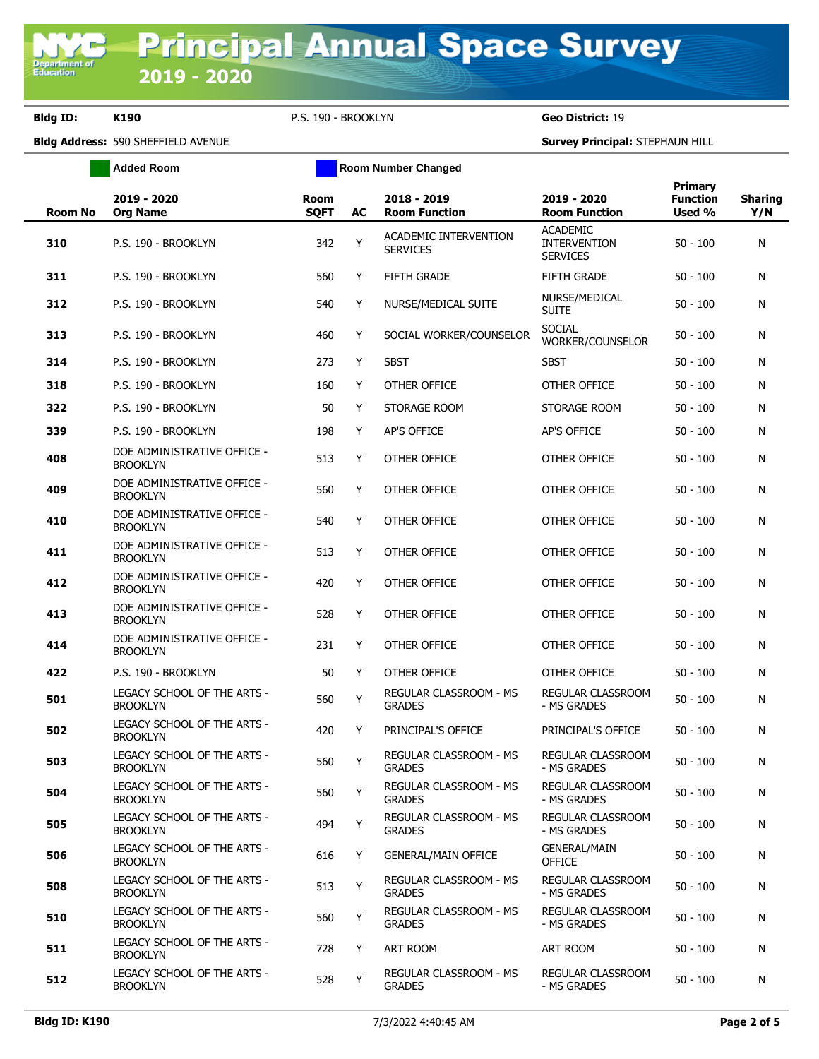# Principal Annual Space Survey 2019 - 2020

**Bldg ID:** K190 P.S. 190 - BROOKLYN **Geo District:** 19

**Bldg Address:** 590 SHEFFIELD AVENUE **Survey Principal:** STEPHAUN HILL

Added Room | Room Number Changed

| Room No | 2019 - 2020 Org Name | Room SQFT | AC | 2018 - 2019 Room Function | 2019 - 2020 Room Function | Primary Function Used % | Sharing Y/N |
|---|---|---|---|---|---|---|---|
| 310 | P.S. 190 - BROOKLYN | 342 | Y | ACADEMIC INTERVENTION SERVICES | ACADEMIC INTERVENTION SERVICES | 50 - 100 | N |
| 311 | P.S. 190 - BROOKLYN | 560 | Y | FIFTH GRADE | FIFTH GRADE | 50 - 100 | N |
| 312 | P.S. 190 - BROOKLYN | 540 | Y | NURSE/MEDICAL SUITE | NURSE/MEDICAL SUITE | 50 - 100 | N |
| 313 | P.S. 190 - BROOKLYN | 460 | Y | SOCIAL WORKER/COUNSELOR | SOCIAL WORKER/COUNSELOR | 50 - 100 | N |
| 314 | P.S. 190 - BROOKLYN | 273 | Y | SBST | SBST | 50 - 100 | N |
| 318 | P.S. 190 - BROOKLYN | 160 | Y | OTHER OFFICE | OTHER OFFICE | 50 - 100 | N |
| 322 | P.S. 190 - BROOKLYN | 50 | Y | STORAGE ROOM | STORAGE ROOM | 50 - 100 | N |
| 339 | P.S. 190 - BROOKLYN | 198 | Y | AP'S OFFICE | AP'S OFFICE | 50 - 100 | N |
| 408 | DOE ADMINISTRATIVE OFFICE - BROOKLYN | 513 | Y | OTHER OFFICE | OTHER OFFICE | 50 - 100 | N |
| 409 | DOE ADMINISTRATIVE OFFICE - BROOKLYN | 560 | Y | OTHER OFFICE | OTHER OFFICE | 50 - 100 | N |
| 410 | DOE ADMINISTRATIVE OFFICE - BROOKLYN | 540 | Y | OTHER OFFICE | OTHER OFFICE | 50 - 100 | N |
| 411 | DOE ADMINISTRATIVE OFFICE - BROOKLYN | 513 | Y | OTHER OFFICE | OTHER OFFICE | 50 - 100 | N |
| 412 | DOE ADMINISTRATIVE OFFICE - BROOKLYN | 420 | Y | OTHER OFFICE | OTHER OFFICE | 50 - 100 | N |
| 413 | DOE ADMINISTRATIVE OFFICE - BROOKLYN | 528 | Y | OTHER OFFICE | OTHER OFFICE | 50 - 100 | N |
| 414 | DOE ADMINISTRATIVE OFFICE - BROOKLYN | 231 | Y | OTHER OFFICE | OTHER OFFICE | 50 - 100 | N |
| 422 | P.S. 190 - BROOKLYN | 50 | Y | OTHER OFFICE | OTHER OFFICE | 50 - 100 | N |
| 501 | LEGACY SCHOOL OF THE ARTS - BROOKLYN | 560 | Y | REGULAR CLASSROOM - MS GRADES | REGULAR CLASSROOM - MS GRADES | 50 - 100 | N |
| 502 | LEGACY SCHOOL OF THE ARTS - BROOKLYN | 420 | Y | PRINCIPAL'S OFFICE | PRINCIPAL'S OFFICE | 50 - 100 | N |
| 503 | LEGACY SCHOOL OF THE ARTS - BROOKLYN | 560 | Y | REGULAR CLASSROOM - MS GRADES | REGULAR CLASSROOM - MS GRADES | 50 - 100 | N |
| 504 | LEGACY SCHOOL OF THE ARTS - BROOKLYN | 560 | Y | REGULAR CLASSROOM - MS GRADES | REGULAR CLASSROOM - MS GRADES | 50 - 100 | N |
| 505 | LEGACY SCHOOL OF THE ARTS - BROOKLYN | 494 | Y | REGULAR CLASSROOM - MS GRADES | REGULAR CLASSROOM - MS GRADES | 50 - 100 | N |
| 506 | LEGACY SCHOOL OF THE ARTS - BROOKLYN | 616 | Y | GENERAL/MAIN OFFICE | GENERAL/MAIN OFFICE | 50 - 100 | N |
| 508 | LEGACY SCHOOL OF THE ARTS - BROOKLYN | 513 | Y | REGULAR CLASSROOM - MS GRADES | REGULAR CLASSROOM - MS GRADES | 50 - 100 | N |
| 510 | LEGACY SCHOOL OF THE ARTS - BROOKLYN | 560 | Y | REGULAR CLASSROOM - MS GRADES | REGULAR CLASSROOM - MS GRADES | 50 - 100 | N |
| 511 | LEGACY SCHOOL OF THE ARTS - BROOKLYN | 728 | Y | ART ROOM | ART ROOM | 50 - 100 | N |
| 512 | LEGACY SCHOOL OF THE ARTS - BROOKLYN | 528 | Y | REGULAR CLASSROOM - MS GRADES | REGULAR CLASSROOM - MS GRADES | 50 - 100 | N |

Bldg ID: K190 7/3/2022 4:40:45 AM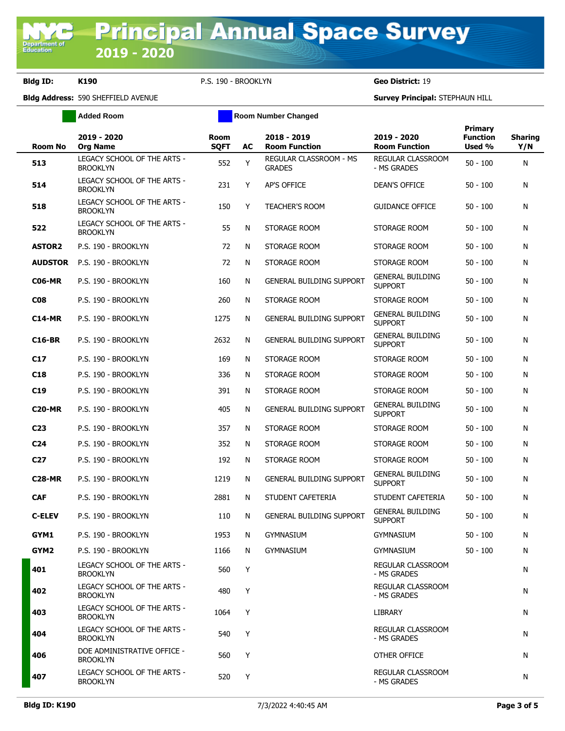# Principal Annual Space Survey 2019 - 2020

**Bldg ID:** K190 P.S. 190 - BROOKLYN **Geo District:** 19

**Bldg Address:** 590 SHEFFIELD AVENUE **Survey Principal:** STEPHAUN HILL

Added Room | Room Number Changed

| Room No | 2019 - 2020 Org Name | Room SQFT | AC | 2018 - 2019 Room Function | 2019 - 2020 Room Function | Primary Function Used % | Sharing Y/N |
|---|---|---|---|---|---|---|---|
| 513 | LEGACY SCHOOL OF THE ARTS - BROOKLYN | 552 | Y | REGULAR CLASSROOM - MS GRADES | REGULAR CLASSROOM - MS GRADES | 50 - 100 | N |
| 514 | LEGACY SCHOOL OF THE ARTS - BROOKLYN | 231 | Y | AP'S OFFICE | DEAN'S OFFICE | 50 - 100 | N |
| 518 | LEGACY SCHOOL OF THE ARTS - BROOKLYN | 150 | Y | TEACHER'S ROOM | GUIDANCE OFFICE | 50 - 100 | N |
| 522 | LEGACY SCHOOL OF THE ARTS - BROOKLYN | 55 | N | STORAGE ROOM | STORAGE ROOM | 50 - 100 | N |
| ASTOR2 | P.S. 190 - BROOKLYN | 72 | N | STORAGE ROOM | STORAGE ROOM | 50 - 100 | N |
| AUDSTOR | P.S. 190 - BROOKLYN | 72 | N | STORAGE ROOM | STORAGE ROOM | 50 - 100 | N |
| C06-MR | P.S. 190 - BROOKLYN | 160 | N | GENERAL BUILDING SUPPORT | GENERAL BUILDING SUPPORT | 50 - 100 | N |
| C08 | P.S. 190 - BROOKLYN | 260 | N | STORAGE ROOM | STORAGE ROOM | 50 - 100 | N |
| C14-MR | P.S. 190 - BROOKLYN | 1275 | N | GENERAL BUILDING SUPPORT | GENERAL BUILDING SUPPORT | 50 - 100 | N |
| C16-BR | P.S. 190 - BROOKLYN | 2632 | N | GENERAL BUILDING SUPPORT | GENERAL BUILDING SUPPORT | 50 - 100 | N |
| C17 | P.S. 190 - BROOKLYN | 169 | N | STORAGE ROOM | STORAGE ROOM | 50 - 100 | N |
| C18 | P.S. 190 - BROOKLYN | 336 | N | STORAGE ROOM | STORAGE ROOM | 50 - 100 | N |
| C19 | P.S. 190 - BROOKLYN | 391 | N | STORAGE ROOM | STORAGE ROOM | 50 - 100 | N |
| C20-MR | P.S. 190 - BROOKLYN | 405 | N | GENERAL BUILDING SUPPORT | GENERAL BUILDING SUPPORT | 50 - 100 | N |
| C23 | P.S. 190 - BROOKLYN | 357 | N | STORAGE ROOM | STORAGE ROOM | 50 - 100 | N |
| C24 | P.S. 190 - BROOKLYN | 352 | N | STORAGE ROOM | STORAGE ROOM | 50 - 100 | N |
| C27 | P.S. 190 - BROOKLYN | 192 | N | STORAGE ROOM | STORAGE ROOM | 50 - 100 | N |
| C28-MR | P.S. 190 - BROOKLYN | 1219 | N | GENERAL BUILDING SUPPORT | GENERAL BUILDING SUPPORT | 50 - 100 | N |
| CAF | P.S. 190 - BROOKLYN | 2881 | N | STUDENT CAFETERIA | STUDENT CAFETERIA | 50 - 100 | N |
| C-ELEV | P.S. 190 - BROOKLYN | 110 | N | GENERAL BUILDING SUPPORT | GENERAL BUILDING SUPPORT | 50 - 100 | N |
| GYM1 | P.S. 190 - BROOKLYN | 1953 | N | GYMNASIUM | GYMNASIUM | 50 - 100 | N |
| GYM2 | P.S. 190 - BROOKLYN | 1166 | N | GYMNASIUM | GYMNASIUM | 50 - 100 | N |
| 401 | LEGACY SCHOOL OF THE ARTS - BROOKLYN | 560 | Y | | REGULAR CLASSROOM - MS GRADES | | N |
| 402 | LEGACY SCHOOL OF THE ARTS - BROOKLYN | 480 | Y | | REGULAR CLASSROOM - MS GRADES | | N |
| 403 | LEGACY SCHOOL OF THE ARTS - BROOKLYN | 1064 | Y | | LIBRARY | | N |
| 404 | LEGACY SCHOOL OF THE ARTS - BROOKLYN | 540 | Y | | REGULAR CLASSROOM - MS GRADES | | N |
| 406 | DOE ADMINISTRATIVE OFFICE - BROOKLYN | 560 | Y | | OTHER OFFICE | | N |
| 407 | LEGACY SCHOOL OF THE ARTS - BROOKLYN | 520 | Y | | REGULAR CLASSROOM - MS GRADES | | N |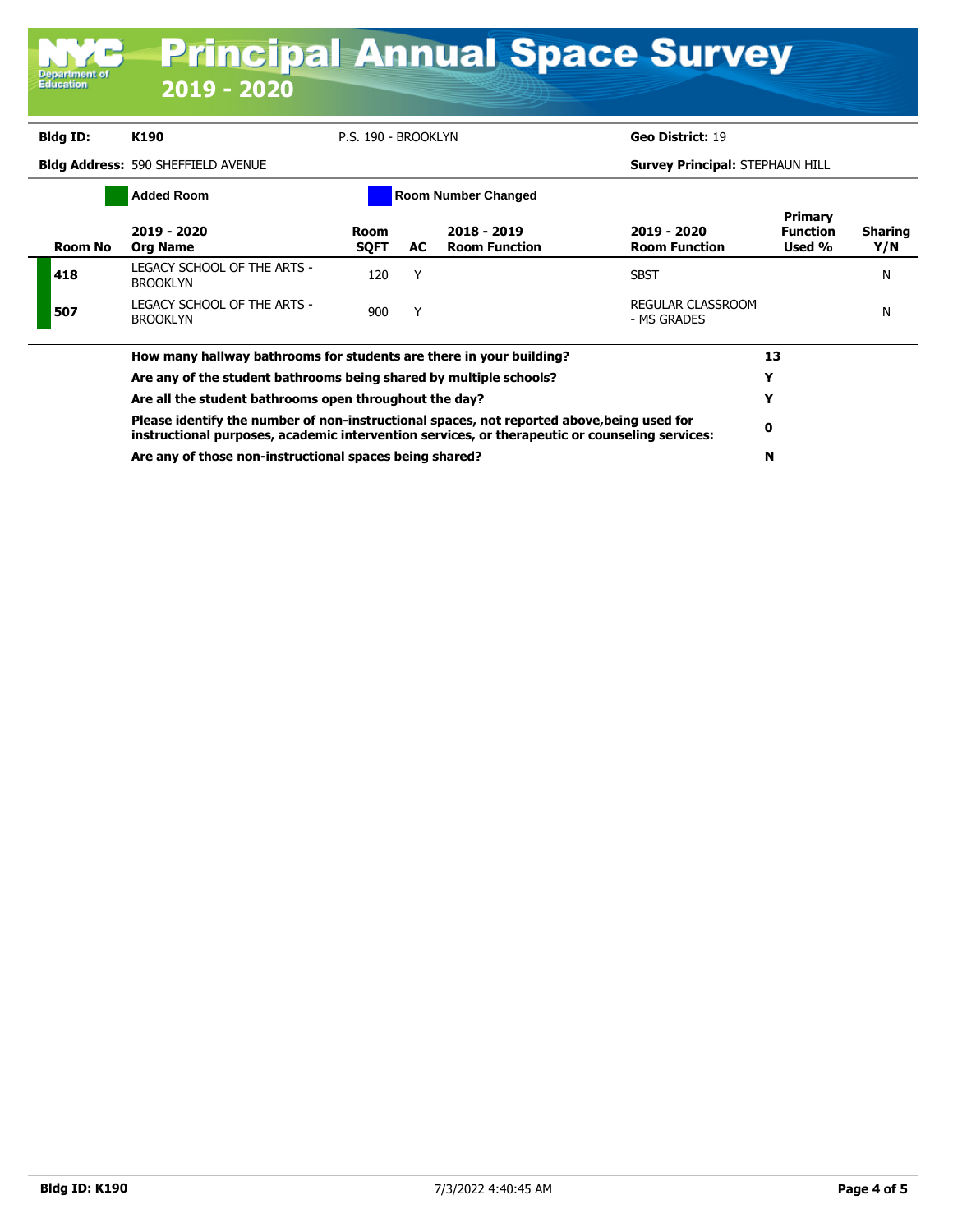# Principal Annual Space Survey 2019 - 2020

**Bldg ID:** K190 P.S. 190 - BROOKLYN **Geo District:** 19

**Bldg Address:** 590 SHEFFIELD AVENUE **Survey Principal:** STEPHAUN HILL

Added Room | Room Number Changed

| Room No | 2019 - 2020 Org Name | Room SQFT | AC | 2018 - 2019 Room Function | 2019 - 2020 Room Function | Primary Function Used % | Sharing Y/N |
|---|---|---|---|---|---|---|---|
| 418 | LEGACY SCHOOL OF THE ARTS - BROOKLYN | 120 | Y | | SBST | | N |
| 507 | LEGACY SCHOOL OF THE ARTS - BROOKLYN | 900 | Y | | REGULAR CLASSROOM - MS GRADES | | N |

| Question | Answer |
|---|---|
| **How many hallway bathrooms for students are there in your building?** | **13** |
| **Are any of the student bathrooms being shared by multiple schools?** | **Y** |
| **Are all the student bathrooms open throughout the day?** | **Y** |
| **Please identify the number of non-instructional spaces, not reported above,being used for instructional purposes, academic intervention services, or therapeutic or counseling services:** | **0** |
| **Are any of those non-instructional spaces being shared?** | **N** |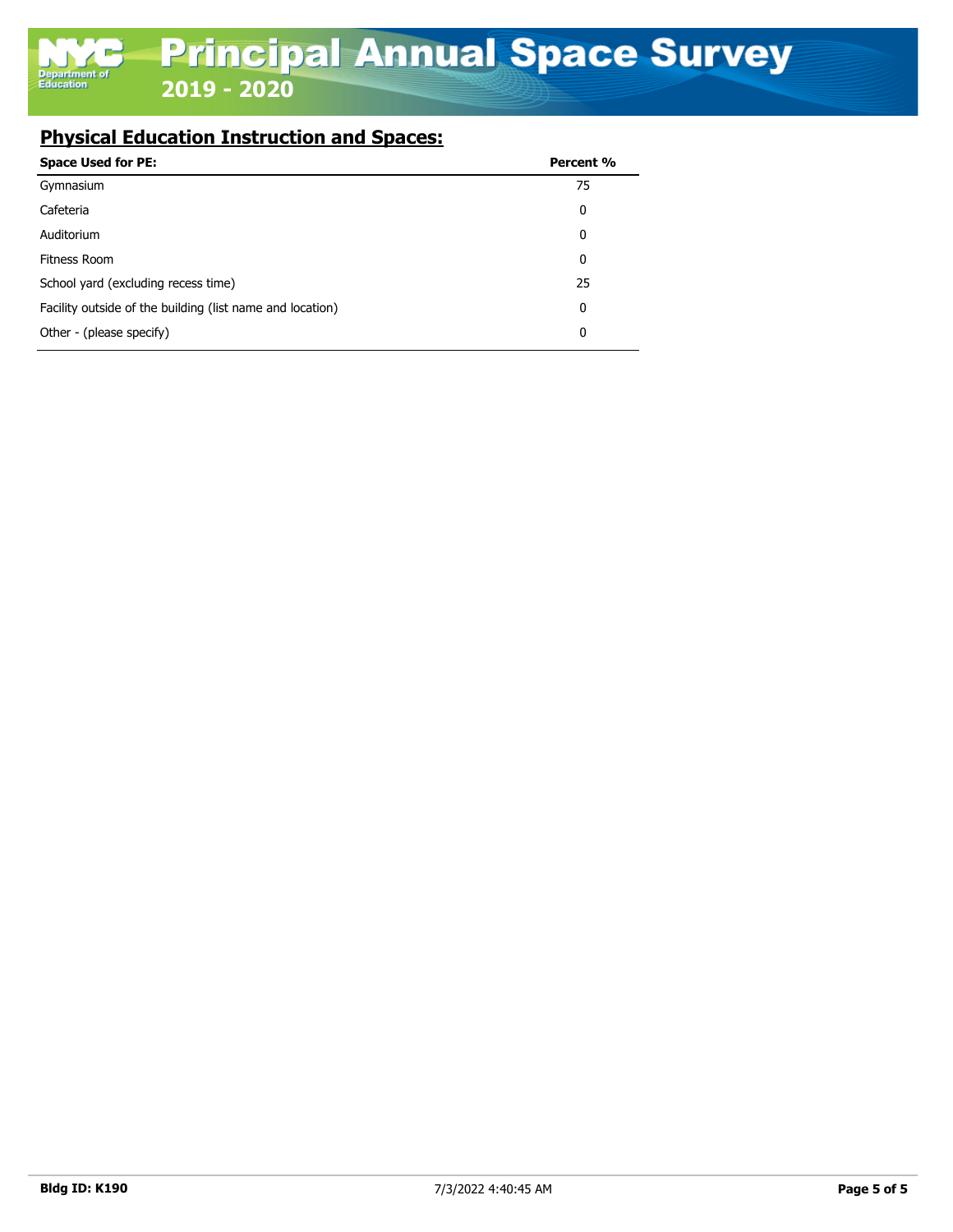## Physical Education Instruction and Spaces:

| Space Used for PE: | Percent % |
|---|---|
| Gymnasium | 75 |
| Cafeteria | 0 |
| Auditorium | 0 |
| Fitness Room | 0 |
| School yard (excluding recess time) | 25 |
| Facility outside of the building (list name and location) | 0 |
| Other - (please specify) | 0 |